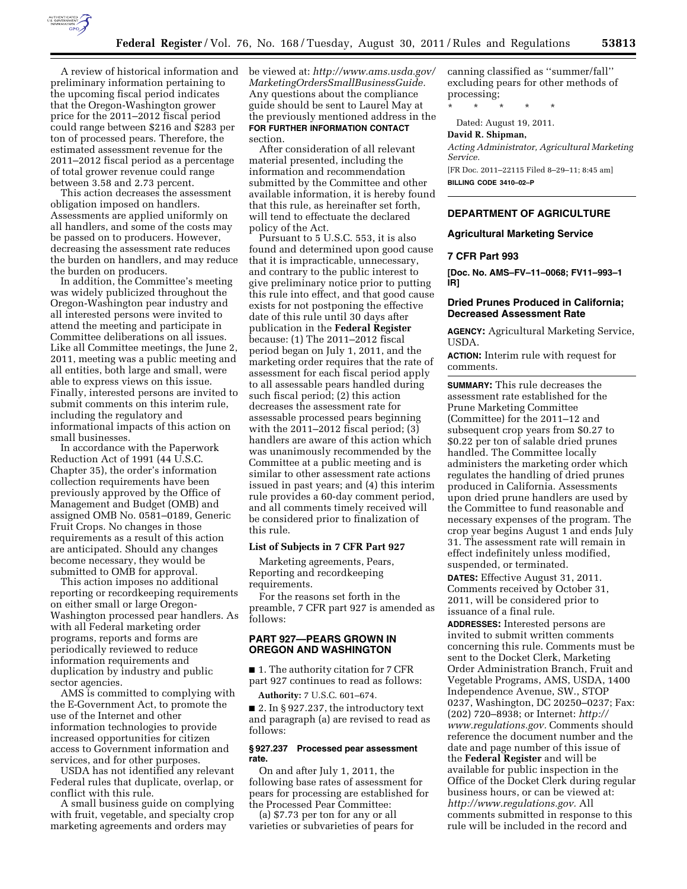A review of historical information and preliminary information pertaining to the upcoming fiscal period indicates that the Oregon-Washington grower price for the 2011–2012 fiscal period could range between $216 and $283 per ton of processed pears. Therefore, the estimated assessment revenue for the 2011–2012 fiscal period as a percentage of total grower revenue could range between 3.58 and 2.73 percent.

This action decreases the assessment obligation imposed on handlers. Assessments are applied uniformly on all handlers, and some of the costs may be passed on to producers. However, decreasing the assessment rate reduces the burden on handlers, and may reduce the burden on producers.

In addition, the Committee's meeting was widely publicized throughout the Oregon-Washington pear industry and all interested persons were invited to attend the meeting and participate in Committee deliberations on all issues. Like all Committee meetings, the June 2, 2011, meeting was a public meeting and all entities, both large and small, were able to express views on this issue. Finally, interested persons are invited to submit comments on this interim rule, including the regulatory and informational impacts of this action on small businesses.

In accordance with the Paperwork Reduction Act of 1991 (44 U.S.C. Chapter 35), the order's information collection requirements have been previously approved by the Office of Management and Budget (OMB) and assigned OMB No. 0581–0189, Generic Fruit Crops. No changes in those requirements as a result of this action are anticipated. Should any changes become necessary, they would be submitted to OMB for approval.

This action imposes no additional reporting or recordkeeping requirements on either small or large Oregon-Washington processed pear handlers. As with all Federal marketing order programs, reports and forms are periodically reviewed to reduce information requirements and duplication by industry and public sector agencies.

AMS is committed to complying with the E-Government Act, to promote the use of the Internet and other information technologies to provide increased opportunities for citizen access to Government information and services, and for other purposes.

USDA has not identified any relevant Federal rules that duplicate, overlap, or conflict with this rule.

A small business guide on complying with fruit, vegetable, and specialty crop marketing agreements and orders may be viewed at: *http://www.ams.usda.gov/MarketingOrdersSmallBusinessGuide.* Any questions about the compliance guide should be sent to Laurel May at the previously mentioned address in the **FOR FURTHER INFORMATION CONTACT** section.

After consideration of all relevant material presented, including the information and recommendation submitted by the Committee and other available information, it is hereby found that this rule, as hereinafter set forth, will tend to effectuate the declared policy of the Act.

Pursuant to 5 U.S.C. 553, it is also found and determined upon good cause that it is impracticable, unnecessary, and contrary to the public interest to give preliminary notice prior to putting this rule into effect, and that good cause exists for not postponing the effective date of this rule until 30 days after publication in the **Federal Register** because: (1) The 2011–2012 fiscal period began on July 1, 2011, and the marketing order requires that the rate of assessment for each fiscal period apply to all assessable pears handled during such fiscal period; (2) this action decreases the assessment rate for assessable processed pears beginning with the 2011–2012 fiscal period; (3) handlers are aware of this action which was unanimously recommended by the Committee at a public meeting and is similar to other assessment rate actions issued in past years; and (4) this interim rule provides a 60-day comment period, and all comments timely received will be considered prior to finalization of this rule.

### List of Subjects in 7 CFR Part 927

Marketing agreements, Pears, Reporting and recordkeeping requirements.

For the reasons set forth in the preamble, 7 CFR part 927 is amended as follows:

## PART 927—PEARS GROWN IN OREGON AND WASHINGTON

■ 1. The authority citation for 7 CFR part 927 continues to read as follows:

**Authority:** 7 U.S.C. 601–674.

■ 2. In § 927.237, the introductory text and paragraph (a) are revised to read as follows:

### § 927.237 Processed pear assessment rate.

On and after July 1, 2011, the following base rates of assessment for pears for processing are established for the Processed Pear Committee:

(a) $7.73 per ton for any or all varieties or subvarieties of pears for canning classified as "summer/fall" excluding pears for other methods of processing;

\* \* \* \* \*

Dated: August 19, 2011.

**David R. Shipman,**

*Acting Administrator, Agricultural Marketing Service.*

[FR Doc. 2011–22115 Filed 8–29–11; 8:45 am]

**BILLING CODE 3410–02–P**

---

## DEPARTMENT OF AGRICULTURE

### Agricultural Marketing Service

### 7 CFR Part 993

**[Doc. No. AMS–FV–11–0068; FV11–993–1 IR]**

### Dried Prunes Produced in California; Decreased Assessment Rate

**AGENCY:** Agricultural Marketing Service, USDA.

**ACTION:** Interim rule with request for comments.

**SUMMARY:** This rule decreases the assessment rate established for the Prune Marketing Committee (Committee) for the 2011–12 and subsequent crop years from $0.27 to $0.22 per ton of salable dried prunes handled. The Committee locally administers the marketing order which regulates the handling of dried prunes produced in California. Assessments upon dried prune handlers are used by the Committee to fund reasonable and necessary expenses of the program. The crop year begins August 1 and ends July 31. The assessment rate will remain in effect indefinitely unless modified, suspended, or terminated.

**DATES:** Effective August 31, 2011. Comments received by October 31, 2011, will be considered prior to issuance of a final rule.

**ADDRESSES:** Interested persons are invited to submit written comments concerning this rule. Comments must be sent to the Docket Clerk, Marketing Order Administration Branch, Fruit and Vegetable Programs, AMS, USDA, 1400 Independence Avenue, SW., STOP 0237, Washington, DC 20250–0237; Fax: (202) 720–8938; or Internet: *http://www.regulations.gov.* Comments should reference the document number and the date and page number of this issue of the **Federal Register** and will be available for public inspection in the Office of the Docket Clerk during regular business hours, or can be viewed at: *http://www.regulations.gov.* All comments submitted in response to this rule will be included in the record and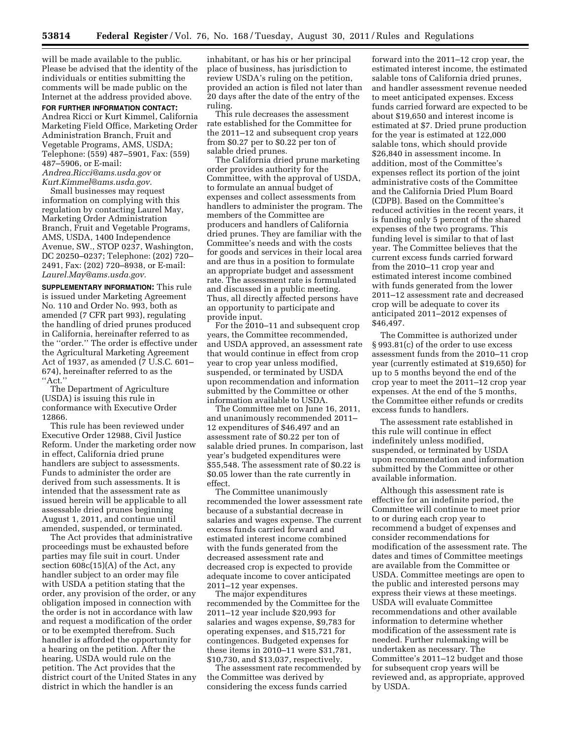will be made available to the public. Please be advised that the identity of the individuals or entities submitting the comments will be made public on the Internet at the address provided above.

**FOR FURTHER INFORMATION CONTACT:** Andrea Ricci or Kurt Kimmel, California Marketing Field Office, Marketing Order Administration Branch, Fruit and Vegetable Programs, AMS, USDA; Telephone: (559) 487–5901, Fax: (559) 487–5906, or E-mail: *Andrea.Ricci@ams.usda.gov* or *Kurt.Kimmel@ams.usda.gov.*

Small businesses may request information on complying with this regulation by contacting Laurel May, Marketing Order Administration Branch, Fruit and Vegetable Programs, AMS, USDA, 1400 Independence Avenue, SW., STOP 0237, Washington, DC 20250–0237; Telephone: (202) 720–2491, Fax: (202) 720–8938, or E-mail: *Laurel.May@ams.usda.gov.*

**SUPPLEMENTARY INFORMATION:** This rule is issued under Marketing Agreement No. 110 and Order No. 993, both as amended (7 CFR part 993), regulating the handling of dried prunes produced in California, hereinafter referred to as the ''order.'' The order is effective under the Agricultural Marketing Agreement Act of 1937, as amended (7 U.S.C. 601–674), hereinafter referred to as the ''Act.''

The Department of Agriculture (USDA) is issuing this rule in conformance with Executive Order 12866.

This rule has been reviewed under Executive Order 12988, Civil Justice Reform. Under the marketing order now in effect, California dried prune handlers are subject to assessments. Funds to administer the order are derived from such assessments. It is intended that the assessment rate as issued herein will be applicable to all assessable dried prunes beginning August 1, 2011, and continue until amended, suspended, or terminated.

The Act provides that administrative proceedings must be exhausted before parties may file suit in court. Under section 608c(15)(A) of the Act, any handler subject to an order may file with USDA a petition stating that the order, any provision of the order, or any obligation imposed in connection with the order is not in accordance with law and request a modification of the order or to be exempted therefrom. Such handler is afforded the opportunity for a hearing on the petition. After the hearing, USDA would rule on the petition. The Act provides that the district court of the United States in any district in which the handler is an inhabitant, or has his or her principal place of business, has jurisdiction to review USDA's ruling on the petition, provided an action is filed not later than 20 days after the date of the entry of the ruling.

This rule decreases the assessment rate established for the Committee for the 2011–12 and subsequent crop years from $0.27 per to $0.22 per ton of salable dried prunes.

The California dried prune marketing order provides authority for the Committee, with the approval of USDA, to formulate an annual budget of expenses and collect assessments from handlers to administer the program. The members of the Committee are producers and handlers of California dried prunes. They are familiar with the Committee's needs and with the costs for goods and services in their local area and are thus in a position to formulate an appropriate budget and assessment rate. The assessment rate is formulated and discussed in a public meeting. Thus, all directly affected persons have an opportunity to participate and provide input.

For the 2010–11 and subsequent crop years, the Committee recommended, and USDA approved, an assessment rate that would continue in effect from crop year to crop year unless modified, suspended, or terminated by USDA upon recommendation and information submitted by the Committee or other information available to USDA.

The Committee met on June 16, 2011, and unanimously recommended 2011–12 expenditures of $46,497 and an assessment rate of $0.22 per ton of salable dried prunes. In comparison, last year's budgeted expenditures were $55,548. The assessment rate of $0.22 is $0.05 lower than the rate currently in effect.

The Committee unanimously recommended the lower assessment rate because of a substantial decrease in salaries and wages expense. The current excess funds carried forward and estimated interest income combined with the funds generated from the decreased assessment rate and decreased crop is expected to provide adequate income to cover anticipated 2011–12 year expenses.

The major expenditures recommended by the Committee for the 2011–12 year include $20,993 for salaries and wages expense, $9,783 for operating expenses, and $15,721 for contingences. Budgeted expenses for these items in 2010–11 were $31,781, $10,730, and $13,037, respectively.

The assessment rate recommended by the Committee was derived by considering the excess funds carried forward into the 2011–12 crop year, the estimated interest income, the estimated salable tons of California dried prunes, and handler assessment revenue needed to meet anticipated expenses. Excess funds carried forward are expected to be about $19,650 and interest income is estimated at $7. Dried prune production for the year is estimated at 122,000 salable tons, which should provide $26,840 in assessment income. In addition, most of the Committee's expenses reflect its portion of the joint administrative costs of the Committee and the California Dried Plum Board (CDPB). Based on the Committee's reduced activities in the recent years, it is funding only 5 percent of the shared expenses of the two programs. This funding level is similar to that of last year. The Committee believes that the current excess funds carried forward from the 2010–11 crop year and estimated interest income combined with funds generated from the lower 2011–12 assessment rate and decreased crop will be adequate to cover its anticipated 2011–2012 expenses of $46,497.

The Committee is authorized under § 993.81(c) of the order to use excess assessment funds from the 2010–11 crop year (currently estimated at $19,650) for up to 5 months beyond the end of the crop year to meet the 2011–12 crop year expenses. At the end of the 5 months, the Committee either refunds or credits excess funds to handlers.

The assessment rate established in this rule will continue in effect indefinitely unless modified, suspended, or terminated by USDA upon recommendation and information submitted by the Committee or other available information.

Although this assessment rate is effective for an indefinite period, the Committee will continue to meet prior to or during each crop year to recommend a budget of expenses and consider recommendations for modification of the assessment rate. The dates and times of Committee meetings are available from the Committee or USDA. Committee meetings are open to the public and interested persons may express their views at these meetings. USDA will evaluate Committee recommendations and other available information to determine whether modification of the assessment rate is needed. Further rulemaking will be undertaken as necessary. The Committee's 2011–12 budget and those for subsequent crop years will be reviewed and, as appropriate, approved by USDA.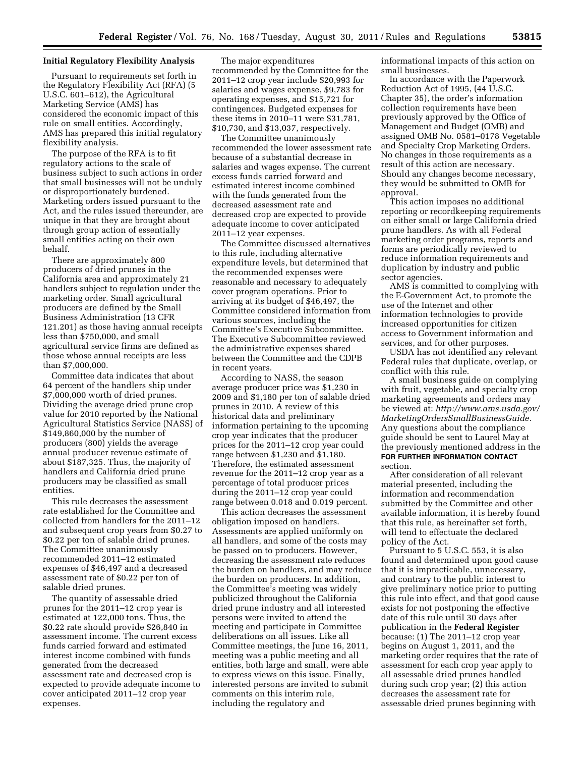**Initial Regulatory Flexibility Analysis**

Pursuant to requirements set forth in the Regulatory Flexibility Act (RFA) (5 U.S.C. 601–612), the Agricultural Marketing Service (AMS) has considered the economic impact of this rule on small entities. Accordingly, AMS has prepared this initial regulatory flexibility analysis.

The purpose of the RFA is to fit regulatory actions to the scale of business subject to such actions in order that small businesses will not be unduly or disproportionately burdened. Marketing orders issued pursuant to the Act, and the rules issued thereunder, are unique in that they are brought about through group action of essentially small entities acting on their own behalf.

There are approximately 800 producers of dried prunes in the California area and approximately 21 handlers subject to regulation under the marketing order. Small agricultural producers are defined by the Small Business Administration (13 CFR 121.201) as those having annual receipts less than $750,000, and small agricultural service firms are defined as those whose annual receipts are less than $7,000,000.

Committee data indicates that about 64 percent of the handlers ship under $7,000,000 worth of dried prunes. Dividing the average dried prune crop value for 2010 reported by the National Agricultural Statistics Service (NASS) of $149,860,000 by the number of producers (800) yields the average annual producer revenue estimate of about $187,325. Thus, the majority of handlers and California dried prune producers may be classified as small entities.

This rule decreases the assessment rate established for the Committee and collected from handlers for the 2011–12 and subsequent crop years from $0.27 to $0.22 per ton of salable dried prunes. The Committee unanimously recommended 2011–12 estimated expenses of $46,497 and a decreased assessment rate of $0.22 per ton of salable dried prunes.

The quantity of assessable dried prunes for the 2011–12 crop year is estimated at 122,000 tons. Thus, the $0.22 rate should provide $26,840 in assessment income. The current excess funds carried forward and estimated interest income combined with funds generated from the decreased assessment rate and decreased crop is expected to provide adequate income to cover anticipated 2011–12 crop year expenses.

The major expenditures recommended by the Committee for the 2011–12 crop year include $20,993 for salaries and wages expense, $9,783 for operating expenses, and $15,721 for contingences. Budgeted expenses for these items in 2010–11 were $31,781, $10,730, and $13,037, respectively.

The Committee unanimously recommended the lower assessment rate because of a substantial decrease in salaries and wages expense. The current excess funds carried forward and estimated interest income combined with the funds generated from the decreased assessment rate and decreased crop are expected to provide adequate income to cover anticipated 2011–12 year expenses.

The Committee discussed alternatives to this rule, including alternative expenditure levels, but determined that the recommended expenses were reasonable and necessary to adequately cover program operations. Prior to arriving at its budget of $46,497, the Committee considered information from various sources, including the Committee's Executive Subcommittee. The Executive Subcommittee reviewed the administrative expenses shared between the Committee and the CDPB in recent years.

According to NASS, the season average producer price was $1,230 in 2009 and $1,180 per ton of salable dried prunes in 2010. A review of this historical data and preliminary information pertaining to the upcoming crop year indicates that the producer prices for the 2011–12 crop year could range between $1,230 and $1,180. Therefore, the estimated assessment revenue for the 2011–12 crop year as a percentage of total producer prices during the 2011–12 crop year could range between 0.018 and 0.019 percent.

This action decreases the assessment obligation imposed on handlers. Assessments are applied uniformly on all handlers, and some of the costs may be passed on to producers. However, decreasing the assessment rate reduces the burden on handlers, and may reduce the burden on producers. In addition, the Committee's meeting was widely publicized throughout the California dried prune industry and all interested persons were invited to attend the meeting and participate in Committee deliberations on all issues. Like all Committee meetings, the June 16, 2011, meeting was a public meeting and all entities, both large and small, were able to express views on this issue. Finally, interested persons are invited to submit comments on this interim rule, including the regulatory and informational impacts of this action on small businesses.

In accordance with the Paperwork Reduction Act of 1995, (44 U.S.C. Chapter 35), the order's information collection requirements have been previously approved by the Office of Management and Budget (OMB) and assigned OMB No. 0581–0178 Vegetable and Specialty Crop Marketing Orders. No changes in those requirements as a result of this action are necessary. Should any changes become necessary, they would be submitted to OMB for approval.

This action imposes no additional reporting or recordkeeping requirements on either small or large California dried prune handlers. As with all Federal marketing order programs, reports and forms are periodically reviewed to reduce information requirements and duplication by industry and public sector agencies.

AMS is committed to complying with the E-Government Act, to promote the use of the Internet and other information technologies to provide increased opportunities for citizen access to Government information and services, and for other purposes.

USDA has not identified any relevant Federal rules that duplicate, overlap, or conflict with this rule.

A small business guide on complying with fruit, vegetable, and specialty crop marketing agreements and orders may be viewed at: *http://www.ams.usda.gov/MarketingOrdersSmallBusinessGuide.* Any questions about the compliance guide should be sent to Laurel May at the previously mentioned address in the **FOR FURTHER INFORMATION CONTACT** section.

After consideration of all relevant material presented, including the information and recommendation submitted by the Committee and other available information, it is hereby found that this rule, as hereinafter set forth, will tend to effectuate the declared policy of the Act.

Pursuant to 5 U.S.C. 553, it is also found and determined upon good cause that it is impracticable, unnecessary, and contrary to the public interest to give preliminary notice prior to putting this rule into effect, and that good cause exists for not postponing the effective date of this rule until 30 days after publication in the **Federal Register** because: (1) The 2011–12 crop year begins on August 1, 2011, and the marketing order requires that the rate of assessment for each crop year apply to all assessable dried prunes handled during such crop year; (2) this action decreases the assessment rate for assessable dried prunes beginning with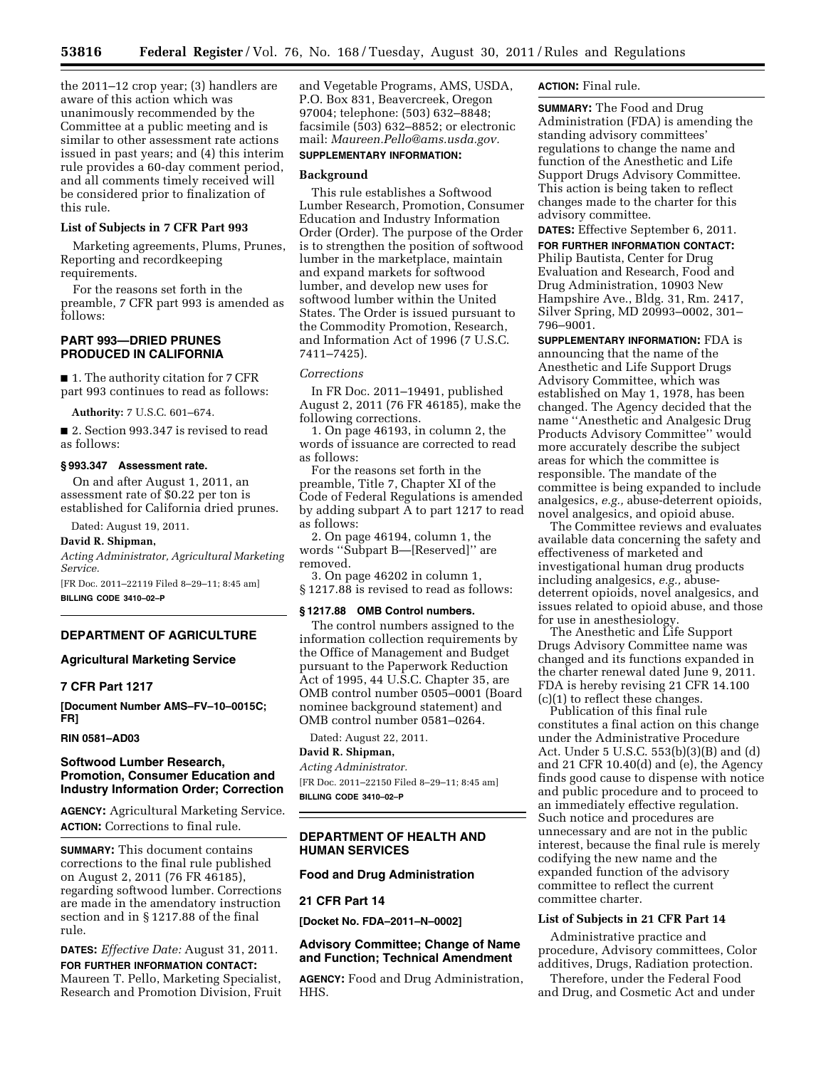the 2011–12 crop year; (3) handlers are aware of this action which was unanimously recommended by the Committee at a public meeting and is similar to other assessment rate actions issued in past years; and (4) this interim rule provides a 60-day comment period, and all comments timely received will be considered prior to finalization of this rule.

### List of Subjects in 7 CFR Part 993

Marketing agreements, Plums, Prunes, Reporting and recordkeeping requirements.

For the reasons set forth in the preamble, 7 CFR part 993 is amended as follows:

## PART 993—DRIED PRUNES PRODUCED IN CALIFORNIA

■ 1. The authority citation for 7 CFR part 993 continues to read as follows:

**Authority:** 7 U.S.C. 601–674.

■ 2. Section 993.347 is revised to read as follows:

### § 993.347 Assessment rate.

On and after August 1, 2011, an assessment rate of $0.22 per ton is established for California dried prunes.

Dated: August 19, 2011.

**David R. Shipman,**

*Acting Administrator, Agricultural Marketing Service.*

[FR Doc. 2011–22119 Filed 8–29–11; 8:45 am]

**BILLING CODE 3410–02–P**

---

## DEPARTMENT OF AGRICULTURE

### Agricultural Marketing Service

### 7 CFR Part 1217

**[Document Number AMS–FV–10–0015C; FR]**

**RIN 0581–AD03**

## Softwood Lumber Research, Promotion, Consumer Education and Industry Information Order; Correction

**AGENCY:** Agricultural Marketing Service.

**ACTION:** Corrections to final rule.

**SUMMARY:** This document contains corrections to the final rule published on August 2, 2011 (76 FR 46185), regarding softwood lumber. Corrections are made in the amendatory instruction section and in § 1217.88 of the final rule.

**DATES:** *Effective Date:* August 31, 2011.

**FOR FURTHER INFORMATION CONTACT:** Maureen T. Pello, Marketing Specialist, Research and Promotion Division, Fruit and Vegetable Programs, AMS, USDA, P.O. Box 831, Beavercreek, Oregon 97004; telephone: (503) 632–8848; facsimile (503) 632–8852; or electronic mail: *Maureen.Pello@ams.usda.gov.*

**SUPPLEMENTARY INFORMATION:**

### Background

This rule establishes a Softwood Lumber Research, Promotion, Consumer Education and Industry Information Order (Order). The purpose of the Order is to strengthen the position of softwood lumber in the marketplace, maintain and expand markets for softwood lumber, and develop new uses for softwood lumber within the United States. The Order is issued pursuant to the Commodity Promotion, Research, and Information Act of 1996 (7 U.S.C. 7411–7425).

*Corrections*

In FR Doc. 2011–19491, published August 2, 2011 (76 FR 46185), make the following corrections.

1. On page 46193, in column 2, the words of issuance are corrected to read as follows:

For the reasons set forth in the preamble, Title 7, Chapter XI of the Code of Federal Regulations is amended by adding subpart A to part 1217 to read as follows:

2. On page 46194, column 1, the words ''Subpart B—[Reserved]'' are removed.

3. On page 46202 in column 1, § 1217.88 is revised to read as follows:

### § 1217.88 OMB Control numbers.

The control numbers assigned to the information collection requirements by the Office of Management and Budget pursuant to the Paperwork Reduction Act of 1995, 44 U.S.C. Chapter 35, are OMB control number 0505–0001 (Board nominee background statement) and OMB control number 0581–0264.

Dated: August 22, 2011.

**David R. Shipman,**

*Acting Administrator.*

[FR Doc. 2011–22150 Filed 8–29–11; 8:45 am]

**BILLING CODE 3410–02–P**

---

## DEPARTMENT OF HEALTH AND HUMAN SERVICES

### Food and Drug Administration

### 21 CFR Part 14

**[Docket No. FDA–2011–N–0002]**

## Advisory Committee; Change of Name and Function; Technical Amendment

**AGENCY:** Food and Drug Administration, HHS.

**ACTION:** Final rule.

**SUMMARY:** The Food and Drug Administration (FDA) is amending the standing advisory committees' regulations to change the name and function of the Anesthetic and Life Support Drugs Advisory Committee. This action is being taken to reflect changes made to the charter for this advisory committee.

**DATES:** Effective September 6, 2011.

**FOR FURTHER INFORMATION CONTACT:** Philip Bautista, Center for Drug Evaluation and Research, Food and Drug Administration, 10903 New Hampshire Ave., Bldg. 31, Rm. 2417, Silver Spring, MD 20993–0002, 301–796–9001.

**SUPPLEMENTARY INFORMATION:** FDA is announcing that the name of the Anesthetic and Life Support Drugs Advisory Committee, which was established on May 1, 1978, has been changed. The Agency decided that the name ''Anesthetic and Analgesic Drug Products Advisory Committee'' would more accurately describe the subject areas for which the committee is responsible. The mandate of the committee is being expanded to include analgesics, *e.g.,* abuse-deterrent opioids, novel analgesics, and opioid abuse.

The Committee reviews and evaluates available data concerning the safety and effectiveness of marketed and investigational human drug products including analgesics, *e.g.,* abuse-deterrent opioids, novel analgesics, and issues related to opioid abuse, and those for use in anesthesiology.

The Anesthetic and Life Support Drugs Advisory Committee name was changed and its functions expanded in the charter renewal dated June 9, 2011. FDA is hereby revising 21 CFR 14.100 (c)(1) to reflect these changes.

Publication of this final rule constitutes a final action on this change under the Administrative Procedure Act. Under 5 U.S.C. 553(b)(3)(B) and (d) and 21 CFR 10.40(d) and (e), the Agency finds good cause to dispense with notice and public procedure and to proceed to an immediately effective regulation. Such notice and procedures are unnecessary and are not in the public interest, because the final rule is merely codifying the new name and the expanded function of the advisory committee to reflect the current committee charter.

### List of Subjects in 21 CFR Part 14

Administrative practice and procedure, Advisory committees, Color additives, Drugs, Radiation protection.

Therefore, under the Federal Food and Drug, and Cosmetic Act and under